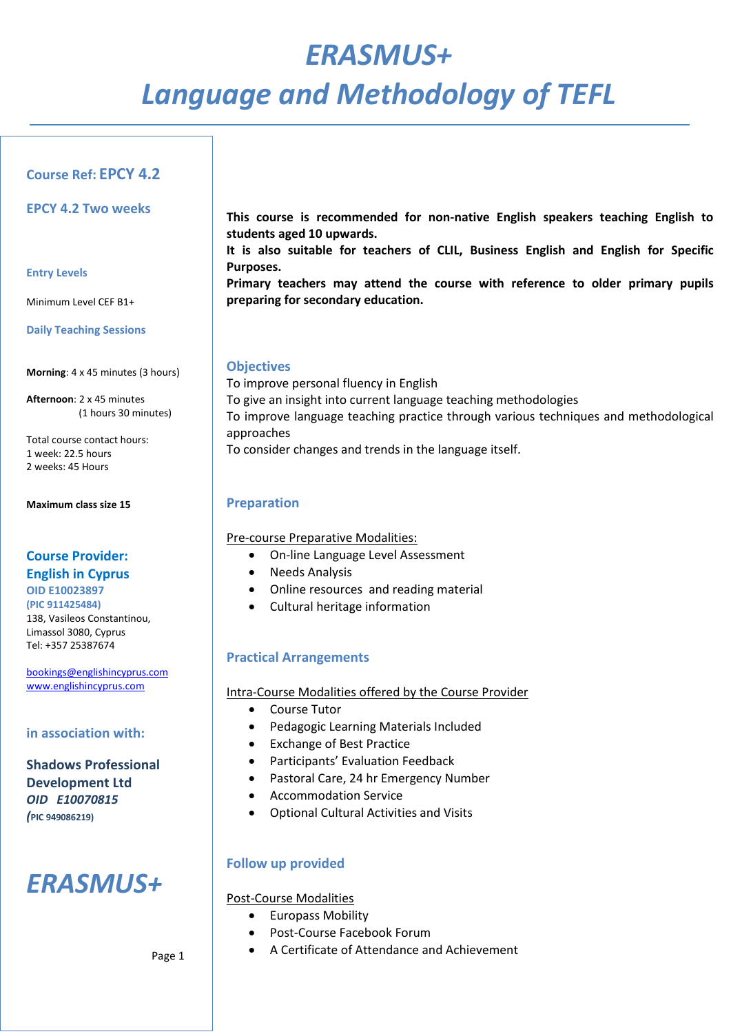# *ERASMUS+*

# *Language and Methodology of TEFL*

**Course Ref: EPCY 4.2**

**EPCY 4.2 Two weeks**

**Entry Levels**

Minimum Level CEF B1+

**Daily Teaching Sessions**

**Morning**: 4 x 45 minutes (3 hours)

**Afternoon**: 2 x 45 minutes (1 hours 30 minutes)

Total course contact hours:
1 week: 22.5 hours
2 weeks: 45 Hours

**Maximum class size 15**

**Course Provider:**
**English in Cyprus**
**OID E10023897**
**(PIC 911425484)**
138, Vasileos Constantinou,
Limassol 3080, Cyprus
Tel: +357 25387674

bookings@englishincyprus.com
www.englishincyprus.com

**in association with:**

**Shadows Professional Development Ltd**
***OID E10070815***
**(PIC 949086219)**

***ERASMUS+***

**This course is recommended for non-native English speakers teaching English to students aged 10 upwards.**
**It is also suitable for teachers of CLIL, Business English and English for Specific Purposes.**
**Primary teachers may attend the course with reference to older primary pupils preparing for secondary education.**

## Objectives

To improve personal fluency in English
To give an insight into current language teaching methodologies
To improve language teaching practice through various techniques and methodological approaches
To consider changes and trends in the language itself.

## Preparation

Pre-course Preparative Modalities:

- On-line Language Level Assessment
- Needs Analysis
- Online resources and reading material
- Cultural heritage information

## Practical Arrangements

Intra-Course Modalities offered by the Course Provider

- Course Tutor
- Pedagogic Learning Materials Included
- Exchange of Best Practice
- Participants' Evaluation Feedback
- Pastoral Care, 24 hr Emergency Number
- Accommodation Service
- Optional Cultural Activities and Visits

## Follow up provided

Post-Course Modalities

- Europass Mobility
- Post-Course Facebook Forum
- A Certificate of Attendance and Achievement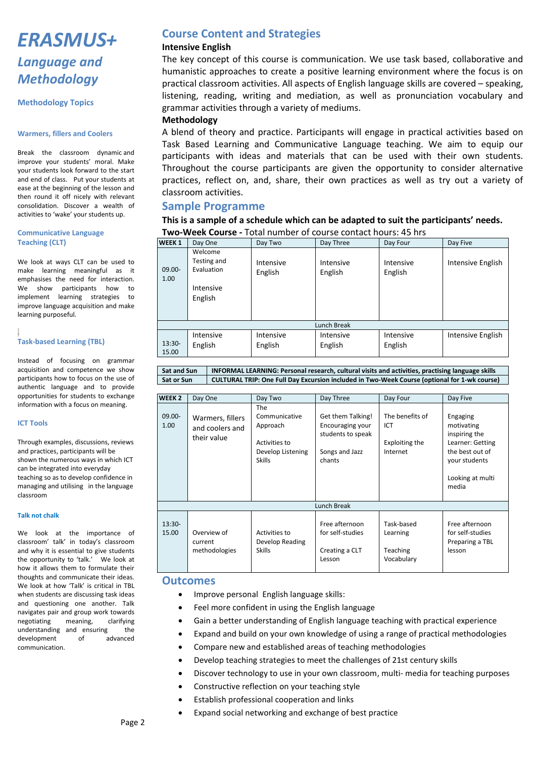# ERASMUS+

## Language and Methodology

### Methodology Topics

#### Warmers, fillers and Coolers

Break the classroom dynamic and improve your students' moral. Make your students look forward to the start and end of class. Put your students at ease at the beginning of the lesson and then round it off nicely with relevant consolidation. Discover a wealth of activities to 'wake' your students up.

#### Communicative Language Teaching (CLT)

We look at ways CLT can be used to make learning meaningful as it emphasises the need for interaction. We show participants how to implement learning strategies to improve language acquisition and make learning purposeful.

#### Task-based Learning (TBL)

Instead of focusing on grammar acquisition and competence we show participants how to focus on the use of authentic language and to provide opportunities for students to exchange information with a focus on meaning.

#### ICT Tools

Through examples, discussions, reviews and practices, participants will be shown the numerous ways in which ICT can be integrated into everyday teaching so as to develop confidence in managing and utilising in the language classroom

#### Talk not chalk

We look at the importance of classroom' talk' in today's classroom and why it is essential to give students the opportunity to 'talk.' We look at how it allows them to formulate their thoughts and communicate their ideas. We look at how 'Talk' is critical in TBL when students are discussing task ideas and questioning one another. Talk navigates pair and group work towards negotiating meaning, clarifying understanding and ensuring the development of advanced communication.

## Course Content and Strategies

**Intensive English**

The key concept of this course is communication. We use task based, collaborative and humanistic approaches to create a positive learning environment where the focus is on practical classroom activities. All aspects of English language skills are covered – speaking, listening, reading, writing and mediation, as well as pronunciation vocabulary and grammar activities through a variety of mediums.

**Methodology**

A blend of theory and practice. Participants will engage in practical activities based on Task Based Learning and Communicative Language teaching. We aim to equip our participants with ideas and materials that can be used with their own students. Throughout the course participants are given the opportunity to consider alternative practices, reflect on, and, share, their own practices as well as try out a variety of classroom activities.

## Sample Programme

**This is a sample of a schedule which can be adapted to suit the participants' needs.**

**Two-Week Course -** Total number of course contact hours: 45 hrs

| WEEK 1 | Day One | Day Two | Day Three | Day Four | Day Five |
|---|---|---|---|---|---|
| 09.00-1.00 | Welcome Testing and Evaluation<br><br>Intensive English | Intensive English | Intensive English | Intensive English | Intensive English |
| | | | Lunch Break | | |
| 13:30-15.00 | Intensive English | Intensive English | Intensive English | Intensive English | Intensive English |

| | |
|---|---|
| **Sat and Sun** | **INFORMAL LEARNING: Personal research, cultural visits and activities, practising language skills** |
| **Sat or Sun** | **CULTURAL TRIP: One Full Day Excursion included in Two-Week Course (optional for 1-wk course)** |

| WEEK 2 | Day One | Day Two | Day Three | Day Four | Day Five |
|---|---|---|---|---|---|
| 09.00-1.00 | Warmers, fillers and coolers and their value | The Communicative Approach<br><br>Activities to Develop Listening Skills | Get them Talking! Encouraging your students to speak<br><br>Songs and Jazz chants | The benefits of ICT<br><br>Exploiting the Internet | Engaging motivating inspiring the Learner: Getting the best out of your students<br><br>Looking at multi media |
| | | | Lunch Break | | |
| 13:30-15.00 | Overview of current methodologies | Activities to Develop Reading Skills | Free afternoon for self-studies<br><br>Creating a CLT Lesson | Task-based Learning<br><br>Teaching Vocabulary | Free afternoon for self-studies Preparing a TBL lesson |

## Outcomes

- Improve personal English language skills:
- Feel more confident in using the English language
- Gain a better understanding of English language teaching with practical experience
- Expand and build on your own knowledge of using a range of practical methodologies
- Compare new and established areas of teaching methodologies
- Develop teaching strategies to meet the challenges of 21st century skills
- Discover technology to use in your own classroom, multi- media for teaching purposes
- Constructive reflection on your teaching style
- Establish professional cooperation and links
- Expand social networking and exchange of best practice